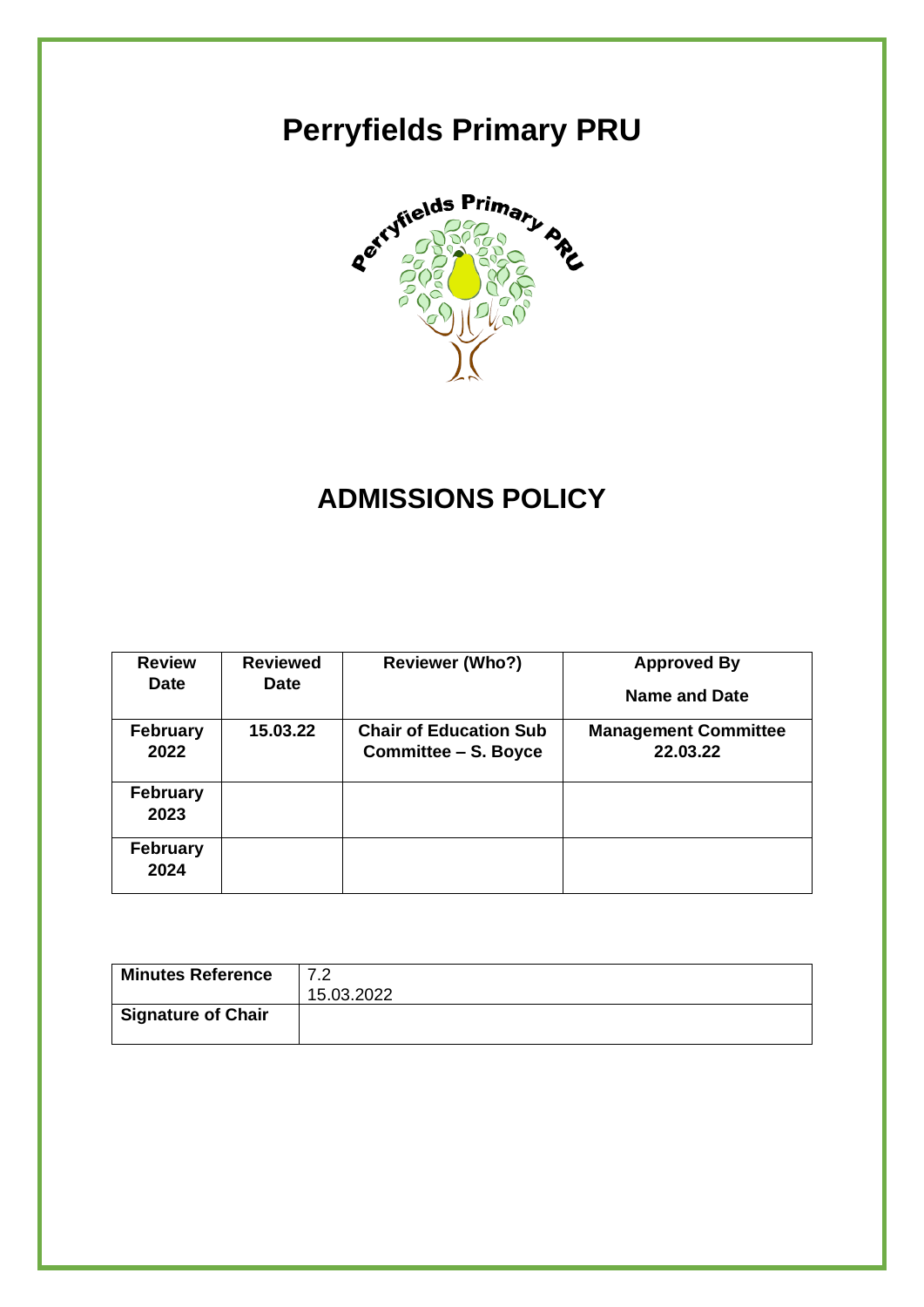# Perryfields Primary PRU

# ADMISSIONS POLICY

| Review Date | Reviewed Date | Reviewer (Who?) | Approved By<br>Name and Date |
|---|---|---|---|
| **February 2022** | **15.03.22** | **Chair of Education Sub Committee – S. Boyce** | **Management Committee 22.03.22** |
| **February 2023** | | | |
| **February 2024** | | | |

| Minutes Reference | 7.2<br>15.03.2022 |
|---|---|
| **Signature of Chair** | |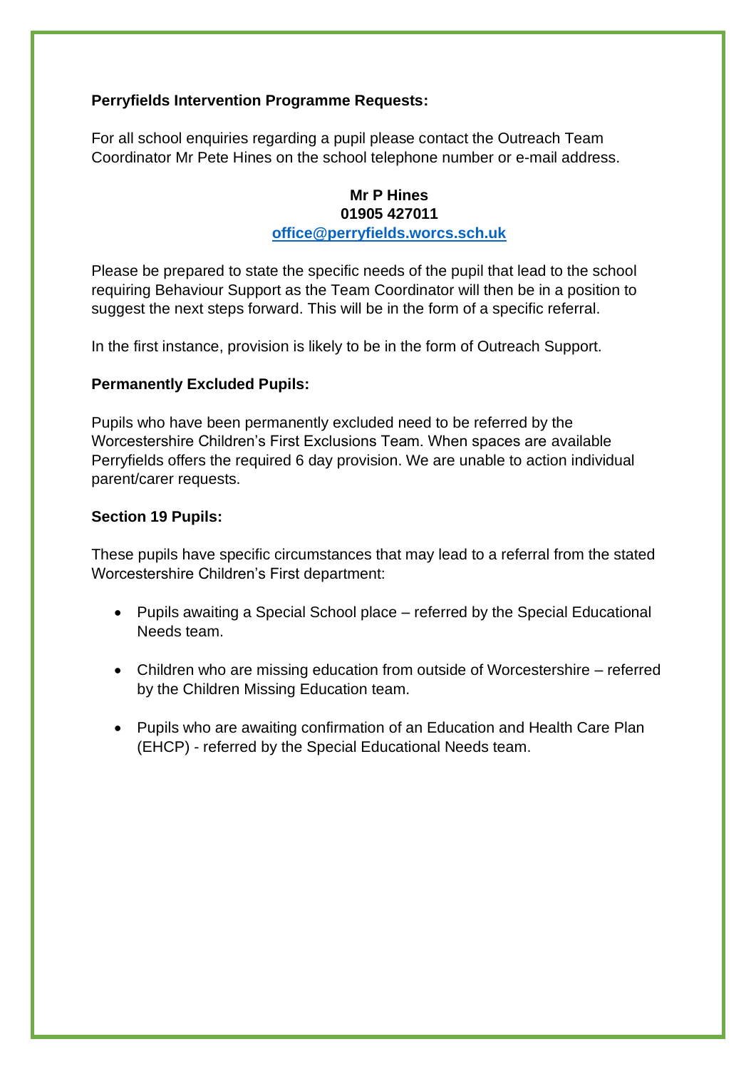**Perryfields Intervention Programme Requests:**

For all school enquiries regarding a pupil please contact the Outreach Team Coordinator Mr Pete Hines on the school telephone number or e-mail address.

**Mr P Hines**
**01905 427011**
**office@perryfields.worcs.sch.uk**

Please be prepared to state the specific needs of the pupil that lead to the school requiring Behaviour Support as the Team Coordinator will then be in a position to suggest the next steps forward. This will be in the form of a specific referral.

In the first instance, provision is likely to be in the form of Outreach Support.

**Permanently Excluded Pupils:**

Pupils who have been permanently excluded need to be referred by the Worcestershire Children's First Exclusions Team. When spaces are available Perryfields offers the required 6 day provision. We are unable to action individual parent/carer requests.

**Section 19 Pupils:**

These pupils have specific circumstances that may lead to a referral from the stated Worcestershire Children's First department:

- Pupils awaiting a Special School place – referred by the Special Educational Needs team.
- Children who are missing education from outside of Worcestershire – referred by the Children Missing Education team.
- Pupils who are awaiting confirmation of an Education and Health Care Plan (EHCP) - referred by the Special Educational Needs team.